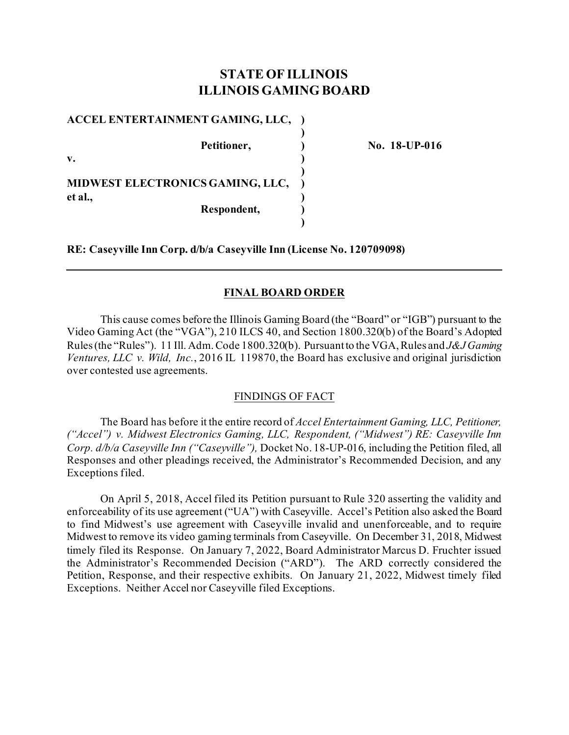# STATE OF ILLINOIS
# ILLINOIS GAMING BOARD

| | | |
|---|---|---|
| **ACCEL ENTERTAINMENT GAMING, LLC,** | **)** | |
| | **)** | |
| **Petitioner,** | **)** | **No. 18-UP-016** |
| **v.** | **)** | |
| | **)** | |
| **MIDWEST ELECTRONICS GAMING, LLC, et al.,** | **)** | |
| **Respondent,** | **)** | |
| | **)** | |

**RE: Caseyville Inn Corp. d/b/a Caseyville Inn (License No. 120709098)**

---

## FINAL BOARD ORDER

This cause comes before the Illinois Gaming Board (the "Board" or "IGB") pursuant to the Video Gaming Act (the "VGA"), 210 ILCS 40, and Section 1800.320(b) of the Board's Adopted Rules (the "Rules"). 11 Ill. Adm. Code 1800.320(b). Pursuant to the VGA, Rules and *J&J Gaming Ventures, LLC v. Wild, Inc.*, 2016 IL 119870, the Board has exclusive and original jurisdiction over contested use agreements.

### FINDINGS OF FACT

The Board has before it the entire record of *Accel Entertainment Gaming, LLC, Petitioner, ("Accel") v. Midwest Electronics Gaming, LLC, Respondent, ("Midwest") RE: Caseyville Inn Corp. d/b/a Caseyville Inn ("Caseyville"),* Docket No. 18-UP-016, including the Petition filed, all Responses and other pleadings received, the Administrator's Recommended Decision, and any Exceptions filed.

On April 5, 2018, Accel filed its Petition pursuant to Rule 320 asserting the validity and enforceability of its use agreement ("UA") with Caseyville. Accel's Petition also asked the Board to find Midwest's use agreement with Caseyville invalid and unenforceable, and to require Midwest to remove its video gaming terminals from Caseyville. On December 31, 2018, Midwest timely filed its Response. On January 7, 2022, Board Administrator Marcus D. Fruchter issued the Administrator's Recommended Decision ("ARD"). The ARD correctly considered the Petition, Response, and their respective exhibits. On January 21, 2022, Midwest timely filed Exceptions. Neither Accel nor Caseyville filed Exceptions.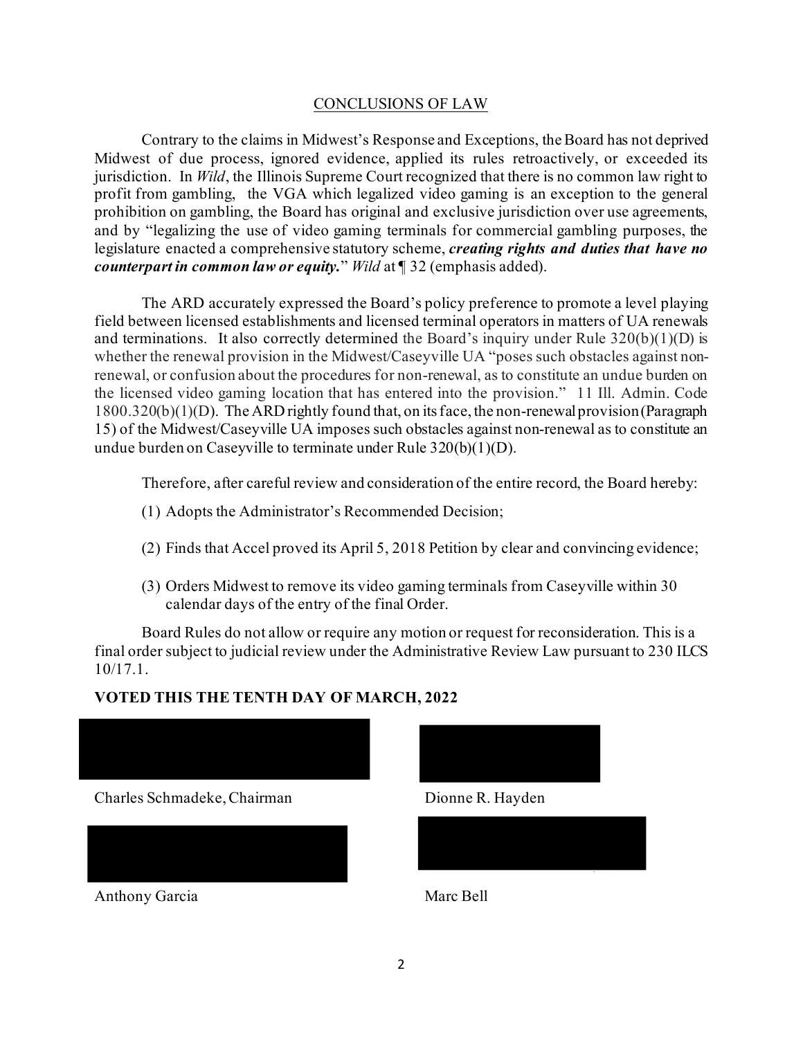## CONCLUSIONS OF LAW

Contrary to the claims in Midwest's Response and Exceptions, the Board has not deprived Midwest of due process, ignored evidence, applied its rules retroactively, or exceeded its jurisdiction. In *Wild*, the Illinois Supreme Court recognized that there is no common law right to profit from gambling, the VGA which legalized video gaming is an exception to the general prohibition on gambling, the Board has original and exclusive jurisdiction over use agreements, and by "legalizing the use of video gaming terminals for commercial gambling purposes, the legislature enacted a comprehensive statutory scheme, ***creating rights and duties that have no counterpart in common law or equity.***" *Wild* at ¶ 32 (emphasis added).

The ARD accurately expressed the Board's policy preference to promote a level playing field between licensed establishments and licensed terminal operators in matters of UA renewals and terminations. It also correctly determined the Board's inquiry under Rule 320(b)(1)(D) is whether the renewal provision in the Midwest/Caseyville UA "poses such obstacles against non-renewal, or confusion about the procedures for non-renewal, as to constitute an undue burden on the licensed video gaming location that has entered into the provision." 11 Ill. Admin. Code 1800.320(b)(1)(D). The ARD rightly found that, on its face, the non-renewal provision (Paragraph 15) of the Midwest/Caseyville UA imposes such obstacles against non-renewal as to constitute an undue burden on Caseyville to terminate under Rule 320(b)(1)(D).

Therefore, after careful review and consideration of the entire record, the Board hereby:

(1) Adopts the Administrator's Recommended Decision;

(2) Finds that Accel proved its April 5, 2018 Petition by clear and convincing evidence;

(3) Orders Midwest to remove its video gaming terminals from Caseyville within 30 calendar days of the entry of the final Order.

Board Rules do not allow or require any motion or request for reconsideration. This is a final order subject to judicial review under the Administrative Review Law pursuant to 230 ILCS 10/17.1.

**VOTED THIS THE TENTH DAY OF MARCH, 2022**

Charles Schmadeke, Chairman

Dionne R. Hayden

Anthony Garcia

Marc Bell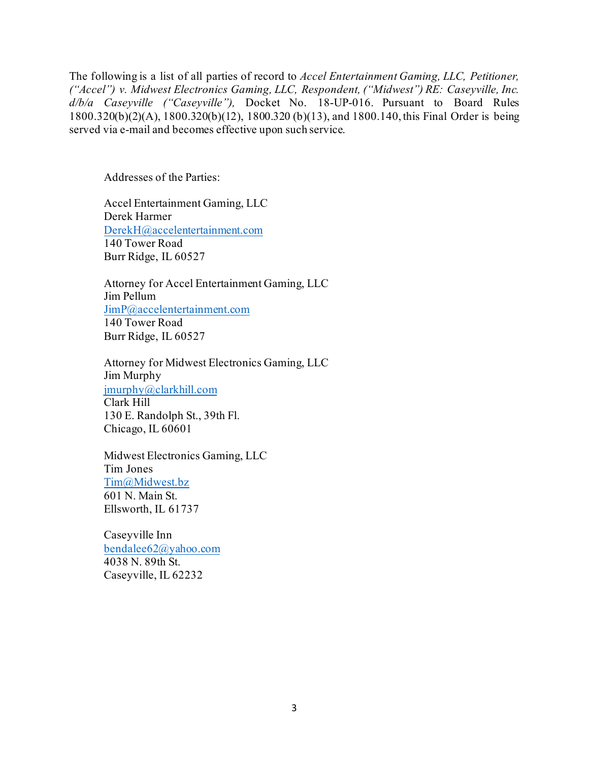The following is a list of all parties of record to *Accel Entertainment Gaming, LLC, Petitioner, ("Accel") v. Midwest Electronics Gaming, LLC, Respondent, ("Midwest") RE: Caseyville, Inc. d/b/a Caseyville ("Caseyville"),* Docket No. 18-UP-016. Pursuant to Board Rules 1800.320(b)(2)(A), 1800.320(b)(12), 1800.320 (b)(13), and 1800.140, this Final Order is being served via e-mail and becomes effective upon such service.

Addresses of the Parties:

Accel Entertainment Gaming, LLC
Derek Harmer
DerekH@accelentertainment.com
140 Tower Road
Burr Ridge, IL 60527

Attorney for Accel Entertainment Gaming, LLC
Jim Pellum
JimP@accelentertainment.com
140 Tower Road
Burr Ridge, IL 60527

Attorney for Midwest Electronics Gaming, LLC
Jim Murphy
jmurphy@clarkhill.com
Clark Hill
130 E. Randolph St., 39th Fl.
Chicago, IL 60601

Midwest Electronics Gaming, LLC
Tim Jones
Tim@Midwest.bz
601 N. Main St.
Ellsworth, IL 61737

Caseyville Inn
bendalee62@yahoo.com
4038 N. 89th St.
Caseyville, IL 62232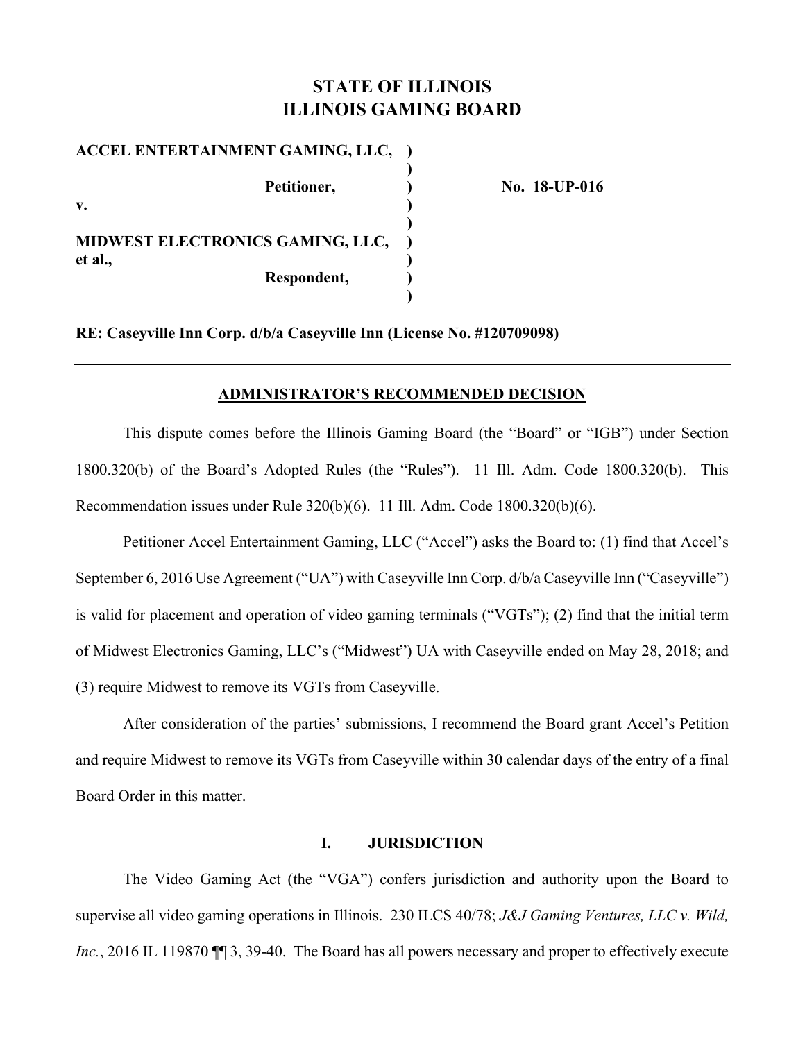# STATE OF ILLINOIS
# ILLINOIS GAMING BOARD

**ACCEL ENTERTAINMENT GAMING, LLC,** )
)
**Petitioner,** ) **No. 18-UP-016**
**v.** )
)
**MIDWEST ELECTRONICS GAMING, LLC,** )
**et al.,** )
**Respondent,** )
)

**RE: Caseyville Inn Corp. d/b/a Caseyville Inn (License No. #120709098)**

---

## ADMINISTRATOR'S RECOMMENDED DECISION

This dispute comes before the Illinois Gaming Board (the "Board" or "IGB") under Section 1800.320(b) of the Board's Adopted Rules (the "Rules"). 11 Ill. Adm. Code 1800.320(b). This Recommendation issues under Rule 320(b)(6). 11 Ill. Adm. Code 1800.320(b)(6).

Petitioner Accel Entertainment Gaming, LLC ("Accel") asks the Board to: (1) find that Accel's September 6, 2016 Use Agreement ("UA") with Caseyville Inn Corp. d/b/a Caseyville Inn ("Caseyville") is valid for placement and operation of video gaming terminals ("VGTs"); (2) find that the initial term of Midwest Electronics Gaming, LLC's ("Midwest") UA with Caseyville ended on May 28, 2018; and (3) require Midwest to remove its VGTs from Caseyville.

After consideration of the parties' submissions, I recommend the Board grant Accel's Petition and require Midwest to remove its VGTs from Caseyville within 30 calendar days of the entry of a final Board Order in this matter.

## I. JURISDICTION

The Video Gaming Act (the "VGA") confers jurisdiction and authority upon the Board to supervise all video gaming operations in Illinois. 230 ILCS 40/78; *J&J Gaming Ventures, LLC v. Wild, Inc.*, 2016 IL 119870 ¶¶ 3, 39-40. The Board has all powers necessary and proper to effectively execute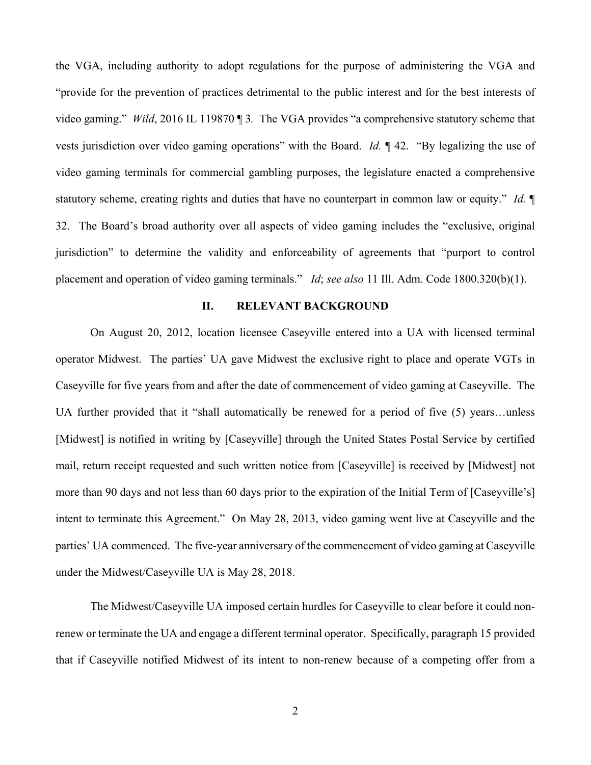the VGA, including authority to adopt regulations for the purpose of administering the VGA and "provide for the prevention of practices detrimental to the public interest and for the best interests of video gaming." *Wild*, 2016 IL 119870 ¶ 3. The VGA provides "a comprehensive statutory scheme that vests jurisdiction over video gaming operations" with the Board. *Id.* ¶ 42. "By legalizing the use of video gaming terminals for commercial gambling purposes, the legislature enacted a comprehensive statutory scheme, creating rights and duties that have no counterpart in common law or equity." *Id.* ¶ 32. The Board's broad authority over all aspects of video gaming includes the "exclusive, original jurisdiction" to determine the validity and enforceability of agreements that "purport to control placement and operation of video gaming terminals." *Id*; *see also* 11 Ill. Adm. Code 1800.320(b)(1).

## II. RELEVANT BACKGROUND

On August 20, 2012, location licensee Caseyville entered into a UA with licensed terminal operator Midwest. The parties' UA gave Midwest the exclusive right to place and operate VGTs in Caseyville for five years from and after the date of commencement of video gaming at Caseyville. The UA further provided that it "shall automatically be renewed for a period of five (5) years…unless [Midwest] is notified in writing by [Caseyville] through the United States Postal Service by certified mail, return receipt requested and such written notice from [Caseyville] is received by [Midwest] not more than 90 days and not less than 60 days prior to the expiration of the Initial Term of [Caseyville's] intent to terminate this Agreement." On May 28, 2013, video gaming went live at Caseyville and the parties' UA commenced. The five-year anniversary of the commencement of video gaming at Caseyville under the Midwest/Caseyville UA is May 28, 2018.

The Midwest/Caseyville UA imposed certain hurdles for Caseyville to clear before it could non-renew or terminate the UA and engage a different terminal operator. Specifically, paragraph 15 provided that if Caseyville notified Midwest of its intent to non-renew because of a competing offer from a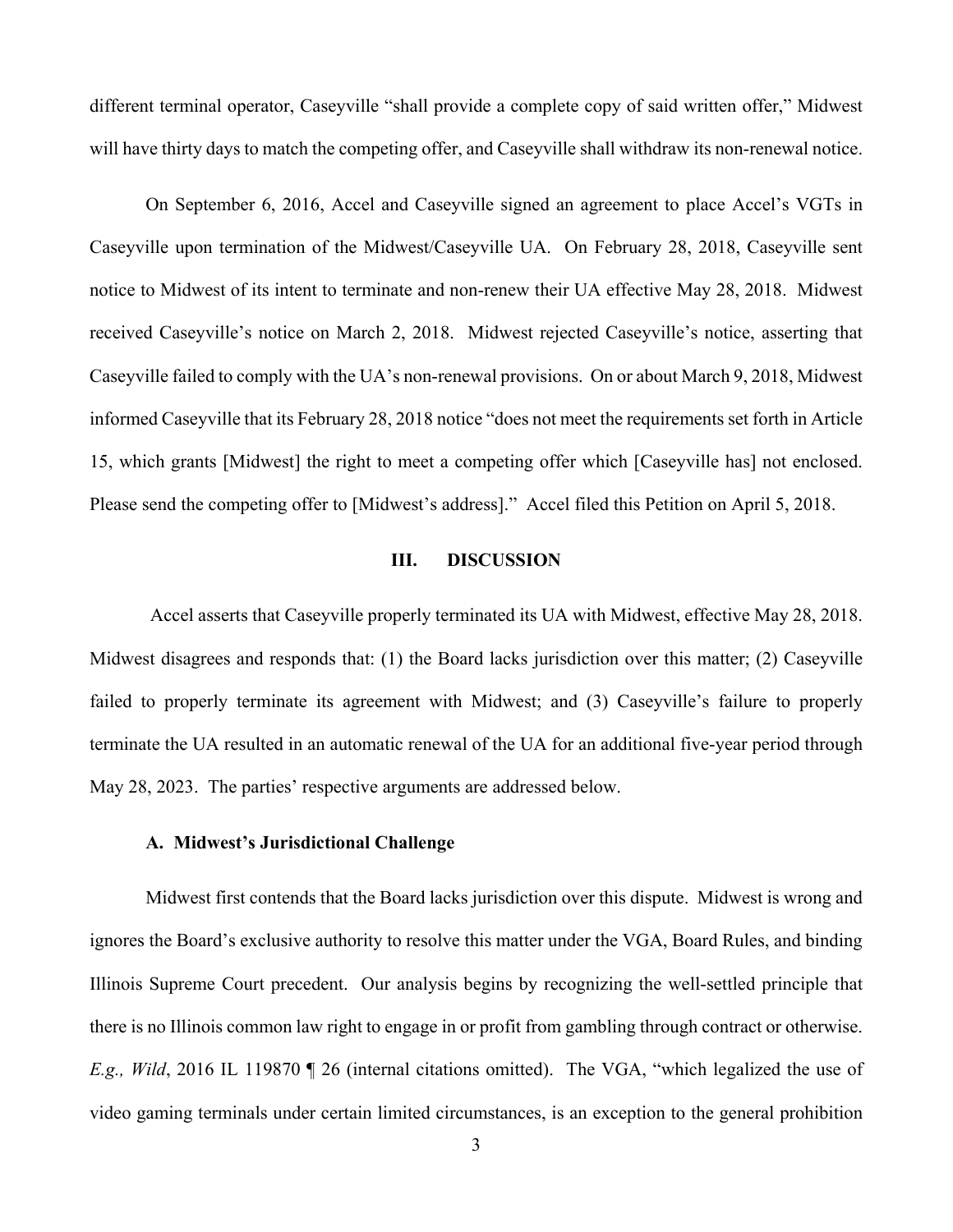different terminal operator, Caseyville "shall provide a complete copy of said written offer," Midwest will have thirty days to match the competing offer, and Caseyville shall withdraw its non-renewal notice.

On September 6, 2016, Accel and Caseyville signed an agreement to place Accel's VGTs in Caseyville upon termination of the Midwest/Caseyville UA. On February 28, 2018, Caseyville sent notice to Midwest of its intent to terminate and non-renew their UA effective May 28, 2018. Midwest received Caseyville's notice on March 2, 2018. Midwest rejected Caseyville's notice, asserting that Caseyville failed to comply with the UA's non-renewal provisions. On or about March 9, 2018, Midwest informed Caseyville that its February 28, 2018 notice "does not meet the requirements set forth in Article 15, which grants [Midwest] the right to meet a competing offer which [Caseyville has] not enclosed. Please send the competing offer to [Midwest's address]." Accel filed this Petition on April 5, 2018.

## III. DISCUSSION

Accel asserts that Caseyville properly terminated its UA with Midwest, effective May 28, 2018. Midwest disagrees and responds that: (1) the Board lacks jurisdiction over this matter; (2) Caseyville failed to properly terminate its agreement with Midwest; and (3) Caseyville's failure to properly terminate the UA resulted in an automatic renewal of the UA for an additional five-year period through May 28, 2023. The parties' respective arguments are addressed below.

### A. Midwest's Jurisdictional Challenge

Midwest first contends that the Board lacks jurisdiction over this dispute. Midwest is wrong and ignores the Board's exclusive authority to resolve this matter under the VGA, Board Rules, and binding Illinois Supreme Court precedent. Our analysis begins by recognizing the well-settled principle that there is no Illinois common law right to engage in or profit from gambling through contract or otherwise. *E.g., Wild*, 2016 IL 119870 ¶ 26 (internal citations omitted). The VGA, "which legalized the use of video gaming terminals under certain limited circumstances, is an exception to the general prohibition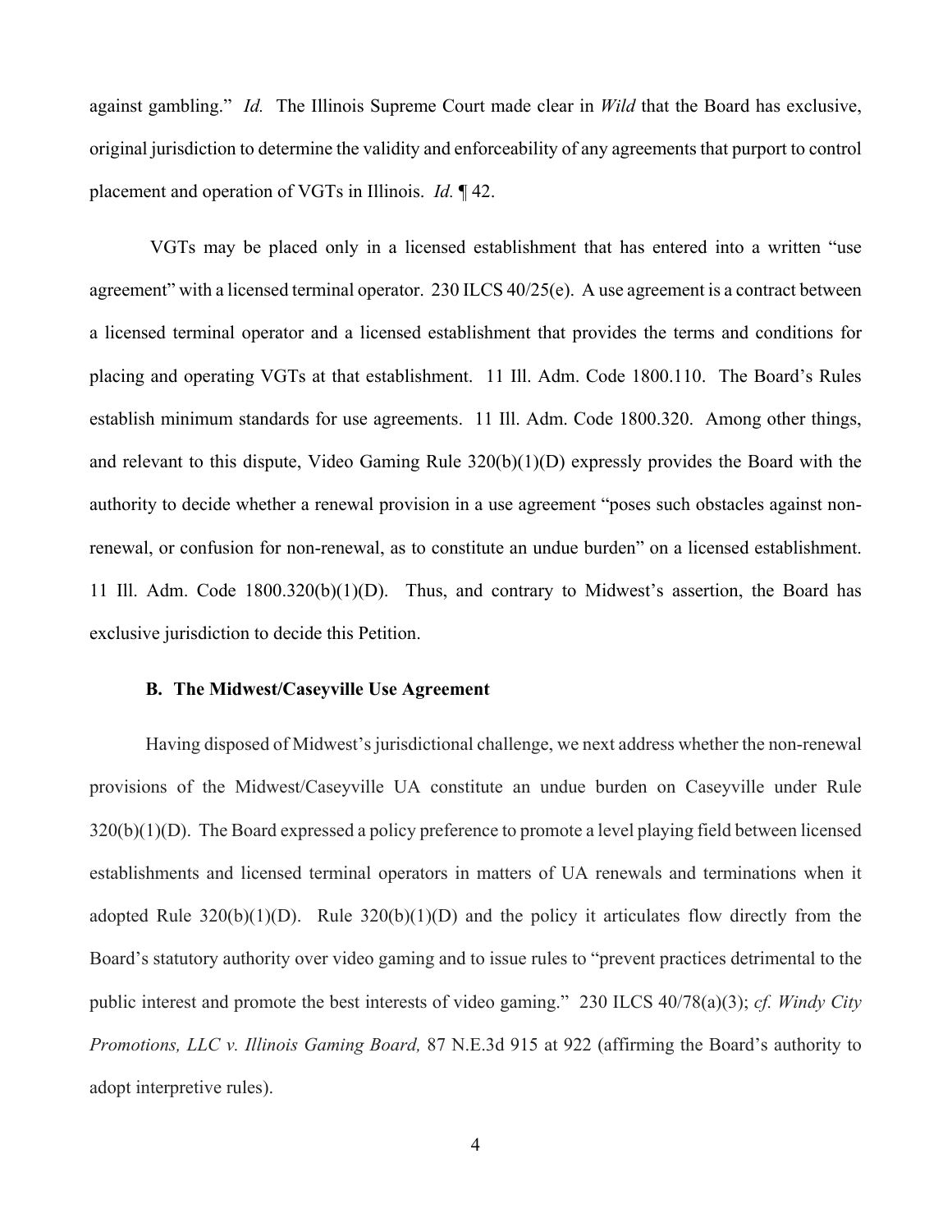against gambling." *Id.* The Illinois Supreme Court made clear in *Wild* that the Board has exclusive, original jurisdiction to determine the validity and enforceability of any agreements that purport to control placement and operation of VGTs in Illinois. *Id.* ¶ 42.

VGTs may be placed only in a licensed establishment that has entered into a written "use agreement" with a licensed terminal operator. 230 ILCS 40/25(e). A use agreement is a contract between a licensed terminal operator and a licensed establishment that provides the terms and conditions for placing and operating VGTs at that establishment. 11 Ill. Adm. Code 1800.110. The Board's Rules establish minimum standards for use agreements. 11 Ill. Adm. Code 1800.320. Among other things, and relevant to this dispute, Video Gaming Rule 320(b)(1)(D) expressly provides the Board with the authority to decide whether a renewal provision in a use agreement "poses such obstacles against non-renewal, or confusion for non-renewal, as to constitute an undue burden" on a licensed establishment. 11 Ill. Adm. Code 1800.320(b)(1)(D). Thus, and contrary to Midwest's assertion, the Board has exclusive jurisdiction to decide this Petition.

**B. The Midwest/Caseyville Use Agreement**

Having disposed of Midwest's jurisdictional challenge, we next address whether the non-renewal provisions of the Midwest/Caseyville UA constitute an undue burden on Caseyville under Rule 320(b)(1)(D). The Board expressed a policy preference to promote a level playing field between licensed establishments and licensed terminal operators in matters of UA renewals and terminations when it adopted Rule 320(b)(1)(D). Rule 320(b)(1)(D) and the policy it articulates flow directly from the Board's statutory authority over video gaming and to issue rules to "prevent practices detrimental to the public interest and promote the best interests of video gaming." 230 ILCS 40/78(a)(3); *cf. Windy City Promotions, LLC v. Illinois Gaming Board,* 87 N.E.3d 915 at 922 (affirming the Board's authority to adopt interpretive rules).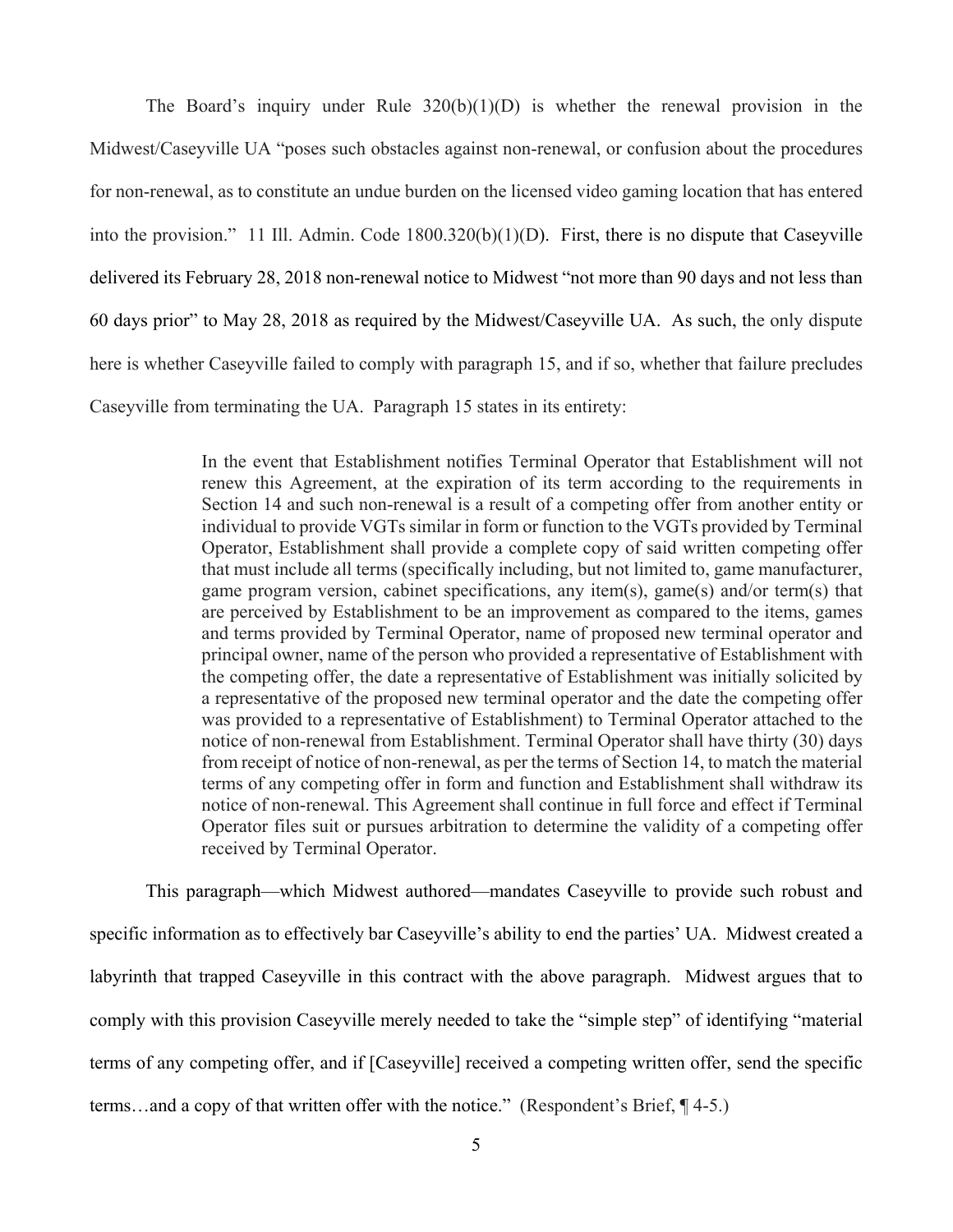The Board's inquiry under Rule 320(b)(1)(D) is whether the renewal provision in the Midwest/Caseyville UA "poses such obstacles against non-renewal, or confusion about the procedures for non-renewal, as to constitute an undue burden on the licensed video gaming location that has entered into the provision." 11 Ill. Admin. Code 1800.320(b)(1)(D). First, there is no dispute that Caseyville delivered its February 28, 2018 non-renewal notice to Midwest "not more than 90 days and not less than 60 days prior" to May 28, 2018 as required by the Midwest/Caseyville UA. As such, the only dispute here is whether Caseyville failed to comply with paragraph 15, and if so, whether that failure precludes Caseyville from terminating the UA. Paragraph 15 states in its entirety:

> In the event that Establishment notifies Terminal Operator that Establishment will not renew this Agreement, at the expiration of its term according to the requirements in Section 14 and such non-renewal is a result of a competing offer from another entity or individual to provide VGTs similar in form or function to the VGTs provided by Terminal Operator, Establishment shall provide a complete copy of said written competing offer that must include all terms (specifically including, but not limited to, game manufacturer, game program version, cabinet specifications, any item(s), game(s) and/or term(s) that are perceived by Establishment to be an improvement as compared to the items, games and terms provided by Terminal Operator, name of proposed new terminal operator and principal owner, name of the person who provided a representative of Establishment with the competing offer, the date a representative of Establishment was initially solicited by a representative of the proposed new terminal operator and the date the competing offer was provided to a representative of Establishment) to Terminal Operator attached to the notice of non-renewal from Establishment. Terminal Operator shall have thirty (30) days from receipt of notice of non-renewal, as per the terms of Section 14, to match the material terms of any competing offer in form and function and Establishment shall withdraw its notice of non-renewal. This Agreement shall continue in full force and effect if Terminal Operator files suit or pursues arbitration to determine the validity of a competing offer received by Terminal Operator.

This paragraph—which Midwest authored—mandates Caseyville to provide such robust and specific information as to effectively bar Caseyville's ability to end the parties' UA. Midwest created a labyrinth that trapped Caseyville in this contract with the above paragraph. Midwest argues that to comply with this provision Caseyville merely needed to take the "simple step" of identifying "material terms of any competing offer, and if [Caseyville] received a competing written offer, send the specific terms…and a copy of that written offer with the notice." (Respondent's Brief, ¶ 4-5.)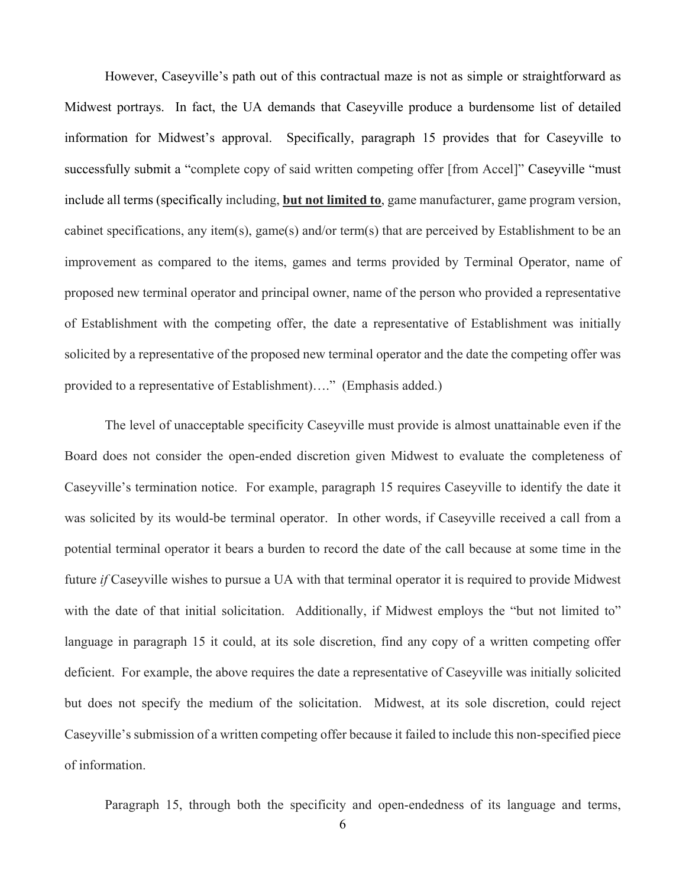However, Caseyville's path out of this contractual maze is not as simple or straightforward as Midwest portrays. In fact, the UA demands that Caseyville produce a burdensome list of detailed information for Midwest's approval. Specifically, paragraph 15 provides that for Caseyville to successfully submit a "complete copy of said written competing offer [from Accel]" Caseyville "must include all terms (specifically including, **but not limited to**, game manufacturer, game program version, cabinet specifications, any item(s), game(s) and/or term(s) that are perceived by Establishment to be an improvement as compared to the items, games and terms provided by Terminal Operator, name of proposed new terminal operator and principal owner, name of the person who provided a representative of Establishment with the competing offer, the date a representative of Establishment was initially solicited by a representative of the proposed new terminal operator and the date the competing offer was provided to a representative of Establishment)…." (Emphasis added.)

The level of unacceptable specificity Caseyville must provide is almost unattainable even if the Board does not consider the open-ended discretion given Midwest to evaluate the completeness of Caseyville's termination notice. For example, paragraph 15 requires Caseyville to identify the date it was solicited by its would-be terminal operator. In other words, if Caseyville received a call from a potential terminal operator it bears a burden to record the date of the call because at some time in the future *if* Caseyville wishes to pursue a UA with that terminal operator it is required to provide Midwest with the date of that initial solicitation. Additionally, if Midwest employs the "but not limited to" language in paragraph 15 it could, at its sole discretion, find any copy of a written competing offer deficient. For example, the above requires the date a representative of Caseyville was initially solicited but does not specify the medium of the solicitation. Midwest, at its sole discretion, could reject Caseyville's submission of a written competing offer because it failed to include this non-specified piece of information.

Paragraph 15, through both the specificity and open-endedness of its language and terms,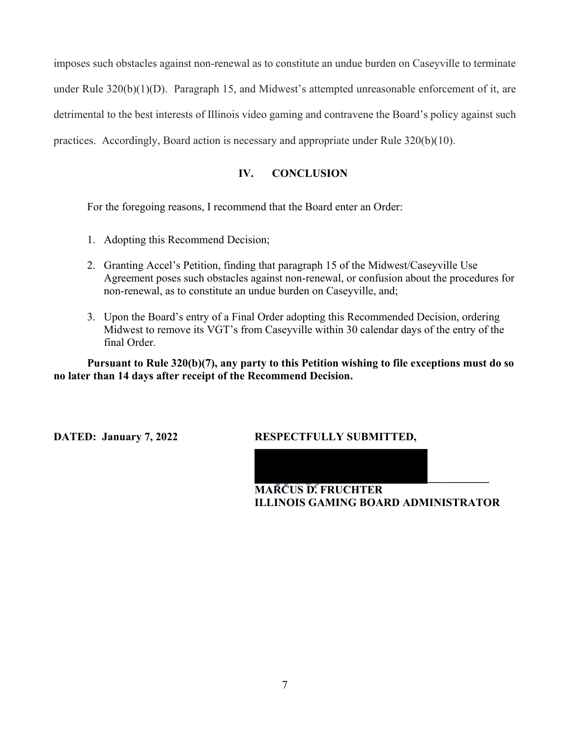imposes such obstacles against non-renewal as to constitute an undue burden on Caseyville to terminate under Rule 320(b)(1)(D). Paragraph 15, and Midwest's attempted unreasonable enforcement of it, are detrimental to the best interests of Illinois video gaming and contravene the Board's policy against such practices. Accordingly, Board action is necessary and appropriate under Rule 320(b)(10).

## IV. CONCLUSION

For the foregoing reasons, I recommend that the Board enter an Order:

1. Adopting this Recommend Decision;
2. Granting Accel's Petition, finding that paragraph 15 of the Midwest/Caseyville Use Agreement poses such obstacles against non-renewal, or confusion about the procedures for non-renewal, as to constitute an undue burden on Caseyville, and;
3. Upon the Board's entry of a Final Order adopting this Recommended Decision, ordering Midwest to remove its VGT's from Caseyville within 30 calendar days of the entry of the final Order.

**Pursuant to Rule 320(b)(7), any party to this Petition wishing to file exceptions must do so no later than 14 days after receipt of the Recommend Decision.**

**DATED: January 7, 2022**

**RESPECTFULLY SUBMITTED,**

**MARCUS D. FRUCHTER**
**ILLINOIS GAMING BOARD ADMINISTRATOR**